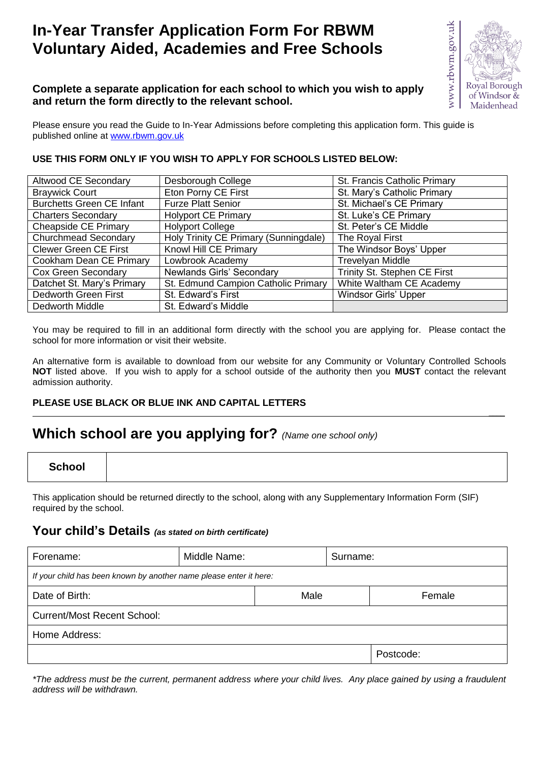# In-Year Transfer Application Form For RBWM Voluntary Aided, Academies and Free Schools

**Complete a separate application for each school to which you wish to apply and return the form directly to the relevant school.**

www.rbwm.gov.uk

Royal Borough of Windsor & Maidenhead

Please ensure you read the Guide to In-Year Admissions before completing this application form. This guide is published online at www.rbwm.gov.uk

**USE THIS FORM ONLY IF YOU WISH TO APPLY FOR SCHOOLS LISTED BELOW:**

| | | |
|---|---|---|
| Altwood CE Secondary | Desborough College | St. Francis Catholic Primary |
| Braywick Court | Eton Porny CE First | St. Mary's Catholic Primary |
| Burchetts Green CE Infant | Furze Platt Senior | St. Michael's CE Primary |
| Charters Secondary | Holyport CE Primary | St. Luke's CE Primary |
| Cheapside CE Primary | Holyport College | St. Peter's CE Middle |
| Churchmead Secondary | Holy Trinity CE Primary (Sunningdale) | The Royal First |
| Clewer Green CE First | Knowl Hill CE Primary | The Windsor Boys' Upper |
| Cookham Dean CE Primary | Lowbrook Academy | Trevelyan Middle |
| Cox Green Secondary | Newlands Girls' Secondary | Trinity St. Stephen CE First |
| Datchet St. Mary's Primary | St. Edmund Campion Catholic Primary | White Waltham CE Academy |
| Dedworth Green First | St. Edward's First | Windsor Girls' Upper |
| Dedworth Middle | St. Edward's Middle | |

You may be required to fill in an additional form directly with the school you are applying for. Please contact the school for more information or visit their website.

An alternative form is available to download from our website for any Community or Voluntary Controlled Schools **NOT** listed above. If you wish to apply for a school outside of the authority then you **MUST** contact the relevant admission authority.

**PLEASE USE BLACK OR BLUE INK AND CAPITAL LETTERS**

## Which school are you applying for? *(Name one school only)*

| **School** | |
|---|---|

This application should be returned directly to the school, along with any Supplementary Information Form (SIF) required by the school.

## Your child's Details *(as stated on birth certificate)*

| Forename: | Middle Name: | Surname: | |
|---|---|---|---|
| *If your child has been known by another name please enter it here:* | | | |
| Date of Birth: | | Male | Female |
| Current/Most Recent School: | | | |
| Home Address: | | | |
| | | | Postcode: |

*\*The address must be the current, permanent address where your child lives. Any place gained by using a fraudulent address will be withdrawn.*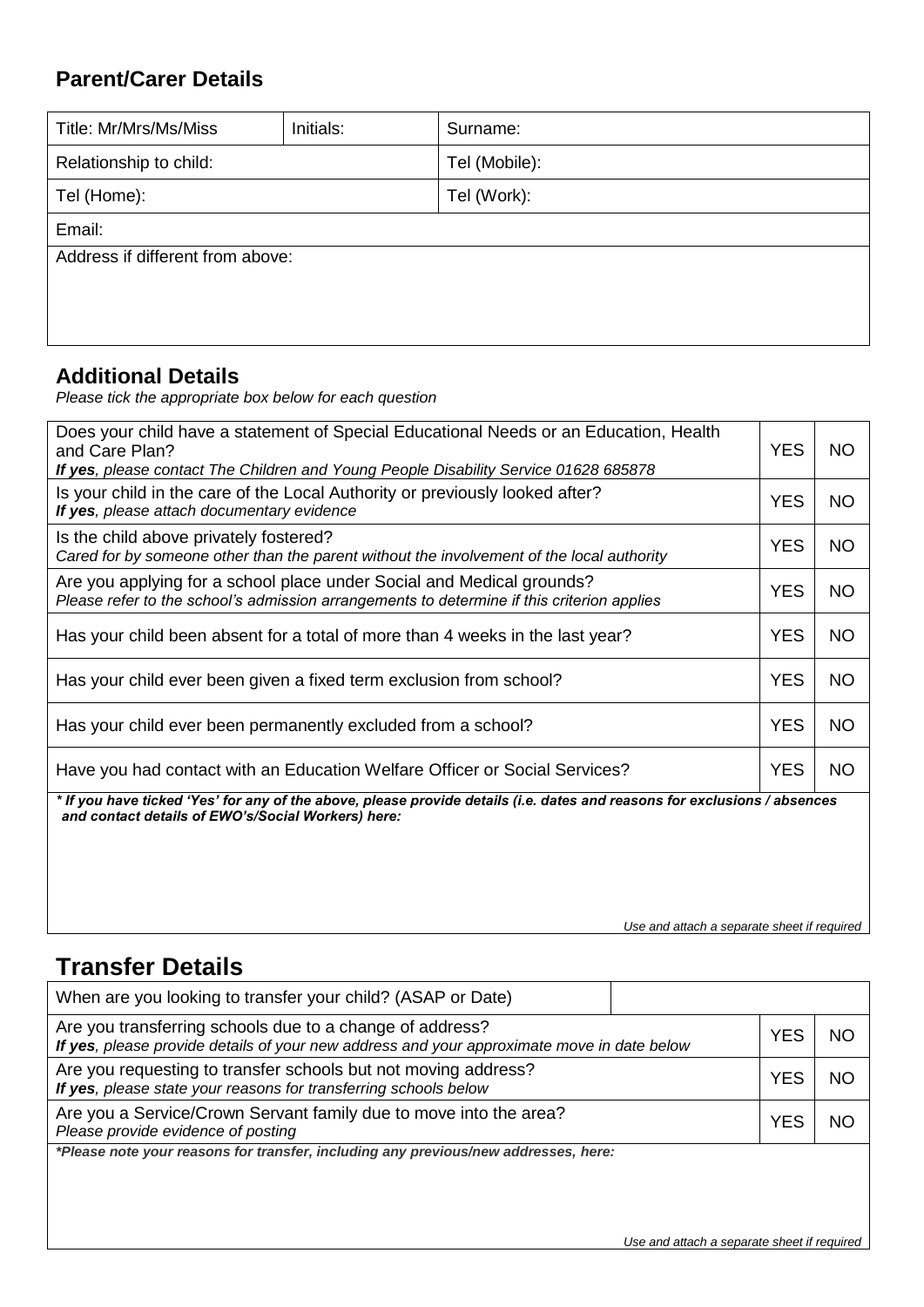## Parent/Carer Details

| Title: Mr/Mrs/Ms/Miss | Initials: | Surname: |
|---|---|---|
| Relationship to child: | | Tel (Mobile): |
| Tel (Home): | | Tel (Work): |
| Email: | | |
| Address if different from above: | | |

## Additional Details

*Please tick the appropriate box below for each question*

| Question | | |
|---|---|---|
| Does your child have a statement of Special Educational Needs or an Education, Health and Care Plan?<br>***If yes**, please contact The Children and Young People Disability Service 01628 685878* | YES | NO |
| Is your child in the care of the Local Authority or previously looked after?<br>***If yes**, please attach documentary evidence* | YES | NO |
| Is the child above privately fostered?<br>*Cared for by someone other than the parent without the involvement of the local authority* | YES | NO |
| Are you applying for a school place under Social and Medical grounds?<br>*Please refer to the school's admission arrangements to determine if this criterion applies* | YES | NO |
| Has your child been absent for a total of more than 4 weeks in the last year? | YES | NO |
| Has your child ever been given a fixed term exclusion from school? | YES | NO |
| Has your child ever been permanently excluded from a school? | YES | NO |
| Have you had contact with an Education Welfare Officer or Social Services? | YES | NO |

***\* If you have ticked 'Yes' for any of the above, please provide details (i.e. dates and reasons for exclusions / absences and contact details of EWO's/Social Workers) here:***

*Use and attach a separate sheet if required*

## Transfer Details

| Question | | |
|---|---|---|
| When are you looking to transfer your child? (ASAP or Date) | | |
| Are you transferring schools due to a change of address?<br>***If yes**, please provide details of your new address and your approximate move in date below* | YES | NO |
| Are you requesting to transfer schools but not moving address?<br>***If yes**, please state your reasons for transferring schools below* | YES | NO |
| Are you a Service/Crown Servant family due to move into the area?<br>*Please provide evidence of posting* | YES | NO |

***\*Please note your reasons for transfer, including any previous/new addresses, here:***

*Use and attach a separate sheet if required*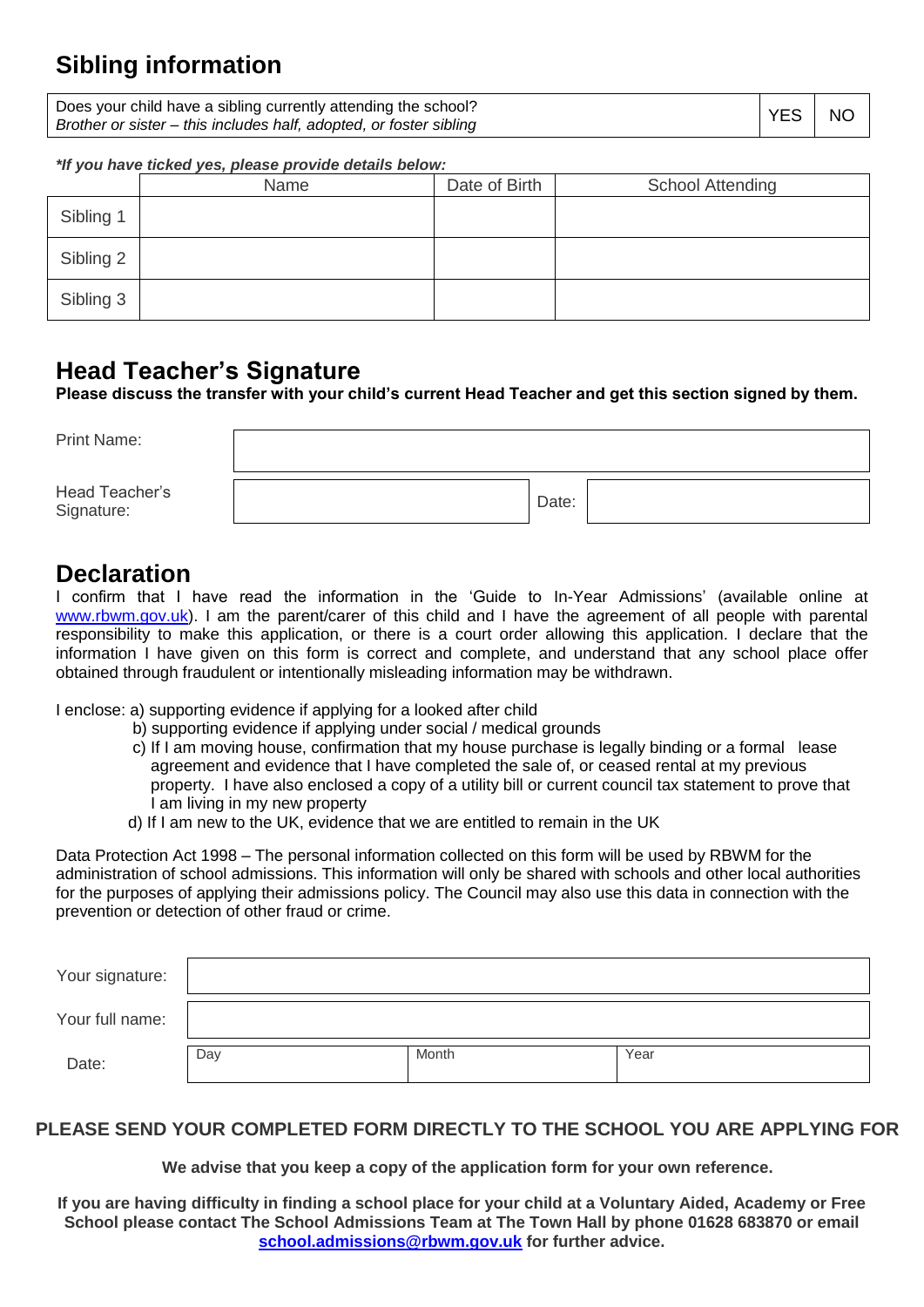## Sibling information

| | | |
|---|---|---|
| Does your child have a sibling currently attending the school?<br>*Brother or sister – this includes half, adopted, or foster sibling* | YES | NO |

***If you have ticked yes, please provide details below:***

| | Name | Date of Birth | School Attending |
|---|---|---|---|
| Sibling 1 | | | |
| Sibling 2 | | | |
| Sibling 3 | | | |

## Head Teacher's Signature

**Please discuss the transfer with your child's current Head Teacher and get this section signed by them.**

| | | | |
|---|---|---|---|
| Print Name: | | | |
| Head Teacher's Signature: | | Date: | |

## Declaration

I confirm that I have read the information in the 'Guide to In-Year Admissions' (available online at www.rbwm.gov.uk). I am the parent/carer of this child and I have the agreement of all people with parental responsibility to make this application, or there is a court order allowing this application. I declare that the information I have given on this form is correct and complete, and understand that any school place offer obtained through fraudulent or intentionally misleading information may be withdrawn.

I enclose: a) supporting evidence if applying for a looked after child
b) supporting evidence if applying under social / medical grounds
c) If I am moving house, confirmation that my house purchase is legally binding or a formal lease agreement and evidence that I have completed the sale of, or ceased rental at my previous property. I have also enclosed a copy of a utility bill or current council tax statement to prove that I am living in my new property
d) If I am new to the UK, evidence that we are entitled to remain in the UK

Data Protection Act 1998 – The personal information collected on this form will be used by RBWM for the administration of school admissions. This information will only be shared with schools and other local authorities for the purposes of applying their admissions policy. The Council may also use this data in connection with the prevention or detection of other fraud or crime.

| | | | |
|---|---|---|---|
| Your signature: | | | |
| Your full name: | | | |
| Date: | Day | Month | Year |

**PLEASE SEND YOUR COMPLETED FORM DIRECTLY TO THE SCHOOL YOU ARE APPLYING FOR**

**We advise that you keep a copy of the application form for your own reference.**

**If you are having difficulty in finding a school place for your child at a Voluntary Aided, Academy or Free School please contact The School Admissions Team at The Town Hall by phone 01628 683870 or email school.admissions@rbwm.gov.uk for further advice.**